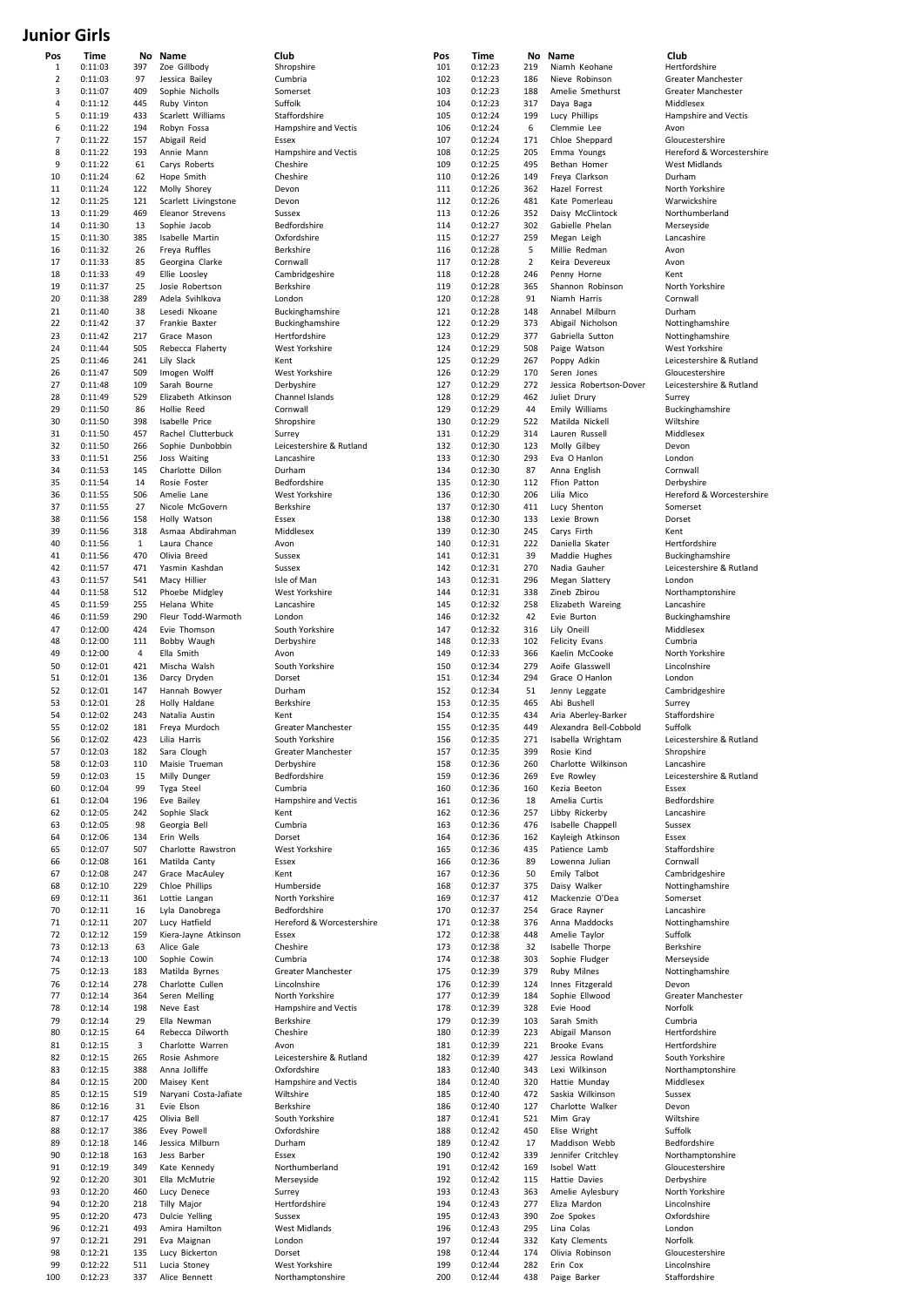# Junior Girls

| Pos | Time | No | Name | Club |
|---|---|---|---|---|
| 1 | 0:11:03 | 397 | Zoe Gillbody | Shropshire |
| 2 | 0:11:03 | 97 | Jessica Bailey | Cumbria |
| 3 | 0:11:07 | 409 | Sophie Nicholls | Somerset |
| 4 | 0:11:12 | 445 | Ruby Vinton | Suffolk |
| 5 | 0:11:19 | 433 | Scarlett Williams | Staffordshire |
| 6 | 0:11:22 | 194 | Robyn Fossa | Hampshire and Vectis |
| 7 | 0:11:22 | 157 | Abigail Reid | Essex |
| 8 | 0:11:22 | 193 | Annie Mann | Hampshire and Vectis |
| 9 | 0:11:22 | 61 | Carys Roberts | Cheshire |
| 10 | 0:11:24 | 62 | Hope Smith | Cheshire |
| 11 | 0:11:24 | 122 | Molly Shorey | Devon |
| 12 | 0:11:25 | 121 | Scarlett Livingstone | Devon |
| 13 | 0:11:29 | 469 | Eleanor Strevens | Sussex |
| 14 | 0:11:30 | 13 | Sophie Jacob | Bedfordshire |
| 15 | 0:11:30 | 385 | Isabelle Martin | Oxfordshire |
| 16 | 0:11:32 | 26 | Freya Ruffles | Berkshire |
| 17 | 0:11:33 | 85 | Georgina Clarke | Cornwall |
| 18 | 0:11:33 | 49 | Ellie Loosley | Cambridgeshire |
| 19 | 0:11:37 | 25 | Josie Robertson | Berkshire |
| 20 | 0:11:38 | 289 | Adela Svihlkova | London |
| 21 | 0:11:40 | 38 | Lesedi Nkoane | Buckinghamshire |
| 22 | 0:11:42 | 37 | Frankie Baxter | Buckinghamshire |
| 23 | 0:11:42 | 217 | Grace Mason | Hertfordshire |
| 24 | 0:11:44 | 505 | Rebecca Flaherty | West Yorkshire |
| 25 | 0:11:46 | 241 | Lily Slack | Kent |
| 26 | 0:11:47 | 509 | Imogen Wolff | West Yorkshire |
| 27 | 0:11:48 | 109 | Sarah Bourne | Derbyshire |
| 28 | 0:11:49 | 529 | Elizabeth Atkinson | Channel Islands |
| 29 | 0:11:50 | 86 | Hollie Reed | Cornwall |
| 30 | 0:11:50 | 398 | Isabelle Price | Shropshire |
| 31 | 0:11:50 | 457 | Rachel Clutterbuck | Surrey |
| 32 | 0:11:50 | 266 | Sophie Dunbobbin | Leicestershire & Rutland |
| 33 | 0:11:51 | 256 | Joss Waiting | Lancashire |
| 34 | 0:11:53 | 145 | Charlotte Dillon | Durham |
| 35 | 0:11:54 | 14 | Rosie Foster | Bedfordshire |
| 36 | 0:11:55 | 506 | Amelie Lane | West Yorkshire |
| 37 | 0:11:55 | 27 | Nicole McGovern | Berkshire |
| 38 | 0:11:56 | 158 | Holly Watson | Essex |
| 39 | 0:11:56 | 318 | Asmaa Abdirahman | Middlesex |
| 40 | 0:11:56 | 1 | Laura Chance | Avon |
| 41 | 0:11:56 | 470 | Olivia Breed | Sussex |
| 42 | 0:11:57 | 471 | Yasmin Kashdan | Sussex |
| 43 | 0:11:57 | 541 | Macy Hillier | Isle of Man |
| 44 | 0:11:58 | 512 | Phoebe Midgley | West Yorkshire |
| 45 | 0:11:59 | 255 | Helana White | Lancashire |
| 46 | 0:11:59 | 290 | Fleur Todd-Warmoth | London |
| 47 | 0:12:00 | 424 | Evie Thomson | South Yorkshire |
| 48 | 0:12:00 | 111 | Bobby Waugh | Derbyshire |
| 49 | 0:12:00 | 4 | Ella Smith | Avon |
| 50 | 0:12:01 | 421 | Mischa Walsh | South Yorkshire |
| 51 | 0:12:01 | 136 | Darcy Dryden | Dorset |
| 52 | 0:12:01 | 147 | Hannah Bowyer | Durham |
| 53 | 0:12:01 | 28 | Holly Haldane | Berkshire |
| 54 | 0:12:02 | 243 | Natalia Austin | Kent |
| 55 | 0:12:02 | 181 | Freya Murdoch | Greater Manchester |
| 56 | 0:12:02 | 423 | Lilia Harris | South Yorkshire |
| 57 | 0:12:03 | 182 | Sara Clough | Greater Manchester |
| 58 | 0:12:03 | 110 | Maisie Trueman | Derbyshire |
| 59 | 0:12:03 | 15 | Milly Dunger | Bedfordshire |
| 60 | 0:12:04 | 99 | Tyga Steel | Cumbria |
| 61 | 0:12:04 | 196 | Eve Bailey | Hampshire and Vectis |
| 62 | 0:12:05 | 242 | Sophie Slack | Kent |
| 63 | 0:12:05 | 98 | Georgia Bell | Cumbria |
| 64 | 0:12:06 | 134 | Erin Wells | Dorset |
| 65 | 0:12:07 | 507 | Charlotte Rawstron | West Yorkshire |
| 66 | 0:12:08 | 161 | Matilda Canty | Essex |
| 67 | 0:12:08 | 247 | Grace MacAuley | Kent |
| 68 | 0:12:10 | 229 | Chloe Phillips | Humberside |
| 69 | 0:12:11 | 361 | Lottie Langan | North Yorkshire |
| 70 | 0:12:11 | 16 | Lyla Danobrega | Bedfordshire |
| 71 | 0:12:11 | 207 | Lucy Hatfield | Hereford & Worcestershire |
| 72 | 0:12:12 | 159 | Kiera-Jayne Atkinson | Essex |
| 73 | 0:12:13 | 63 | Alice Gale | Cheshire |
| 74 | 0:12:13 | 100 | Sophie Cowin | Cumbria |
| 75 | 0:12:13 | 183 | Matilda Byrnes | Greater Manchester |
| 76 | 0:12:14 | 278 | Charlotte Cullen | Lincolnshire |
| 77 | 0:12:14 | 364 | Seren Melling | North Yorkshire |
| 78 | 0:12:14 | 198 | Neve East | Hampshire and Vectis |
| 79 | 0:12:14 | 29 | Ella Newman | Berkshire |
| 80 | 0:12:15 | 64 | Rebecca Dilworth | Cheshire |
| 81 | 0:12:15 | 3 | Charlotte Warren | Avon |
| 82 | 0:12:15 | 265 | Rosie Ashmore | Leicestershire & Rutland |
| 83 | 0:12:15 | 388 | Anna Jolliffe | Oxfordshire |
| 84 | 0:12:15 | 200 | Maisey Kent | Hampshire and Vectis |
| 85 | 0:12:15 | 519 | Naryani Costa-Jafiate | Wiltshire |
| 86 | 0:12:16 | 31 | Evie Elson | Berkshire |
| 87 | 0:12:17 | 425 | Olivia Bell | South Yorkshire |
| 88 | 0:12:17 | 386 | Evey Powell | Oxfordshire |
| 89 | 0:12:18 | 146 | Jessica Milburn | Durham |
| 90 | 0:12:18 | 163 | Jess Barber | Essex |
| 91 | 0:12:19 | 349 | Kate Kennedy | Northumberland |
| 92 | 0:12:20 | 301 | Ella McMutrie | Merseyside |
| 93 | 0:12:20 | 460 | Lucy Denece | Surrey |
| 94 | 0:12:20 | 218 | Tilly Major | Hertfordshire |
| 95 | 0:12:20 | 473 | Dulcie Yelling | Sussex |
| 96 | 0:12:21 | 493 | Amira Hamilton | West Midlands |
| 97 | 0:12:21 | 291 | Eva Maignan | London |
| 98 | 0:12:21 | 135 | Lucy Bickerton | Dorset |
| 99 | 0:12:22 | 511 | Lucia Stoney | West Yorkshire |
| 100 | 0:12:23 | 337 | Alice Bennett | Northamptonshire |
| 101 | 0:12:23 | 219 | Niamh Keohane | Hertfordshire |
| 102 | 0:12:23 | 186 | Nieve Robinson | Greater Manchester |
| 103 | 0:12:23 | 188 | Amelie Smethurst | Greater Manchester |
| 104 | 0:12:23 | 317 | Daya Baga | Middlesex |
| 105 | 0:12:24 | 199 | Lucy Phillips | Hampshire and Vectis |
| 106 | 0:12:24 | 6 | Clemmie Lee | Avon |
| 107 | 0:12:24 | 171 | Chloe Sheppard | Gloucestershire |
| 108 | 0:12:25 | 205 | Emma Youngs | Hereford & Worcestershire |
| 109 | 0:12:25 | 495 | Bethan Homer | West Midlands |
| 110 | 0:12:26 | 149 | Freya Clarkson | Durham |
| 111 | 0:12:26 | 362 | Hazel Forrest | North Yorkshire |
| 112 | 0:12:26 | 481 | Kate Pomerleau | Warwickshire |
| 113 | 0:12:26 | 352 | Daisy McClintock | Northumberland |
| 114 | 0:12:27 | 302 | Gabielle Phelan | Merseyside |
| 115 | 0:12:27 | 259 | Megan Leigh | Lancashire |
| 116 | 0:12:28 | 5 | Millie Redman | Avon |
| 117 | 0:12:28 | 2 | Keira Devereux | Avon |
| 118 | 0:12:28 | 246 | Penny Horne | Kent |
| 119 | 0:12:28 | 365 | Shannon Robinson | North Yorkshire |
| 120 | 0:12:28 | 91 | Niamh Harris | Cornwall |
| 121 | 0:12:28 | 148 | Annabel Milburn | Durham |
| 122 | 0:12:29 | 373 | Abigail Nicholson | Nottinghamshire |
| 123 | 0:12:29 | 377 | Gabriella Sutton | Nottinghamshire |
| 124 | 0:12:29 | 508 | Paige Watson | West Yorkshire |
| 125 | 0:12:29 | 267 | Poppy Adkin | Leicestershire & Rutland |
| 126 | 0:12:29 | 170 | Seren Jones | Gloucestershire |
| 127 | 0:12:29 | 272 | Jessica Robertson-Dover | Leicestershire & Rutland |
| 128 | 0:12:29 | 462 | Juliet Drury | Surrey |
| 129 | 0:12:29 | 44 | Emily Williams | Buckinghamshire |
| 130 | 0:12:29 | 522 | Matilda Nickell | Wiltshire |
| 131 | 0:12:29 | 314 | Lauren Russell | Middlesex |
| 132 | 0:12:30 | 123 | Molly Gilbey | Devon |
| 133 | 0:12:30 | 293 | Eva O Hanlon | London |
| 134 | 0:12:30 | 87 | Anna English | Cornwall |
| 135 | 0:12:30 | 112 | Ffion Patton | Derbyshire |
| 136 | 0:12:30 | 206 | Lilia Mico | Hereford & Worcestershire |
| 137 | 0:12:30 | 411 | Lucy Shenton | Somerset |
| 138 | 0:12:30 | 133 | Lexie Brown | Dorset |
| 139 | 0:12:30 | 245 | Carys Firth | Kent |
| 140 | 0:12:31 | 222 | Daniella Skater | Hertfordshire |
| 141 | 0:12:31 | 39 | Maddie Hughes | Buckinghamshire |
| 142 | 0:12:31 | 270 | Nadia Gauher | Leicestershire & Rutland |
| 143 | 0:12:31 | 296 | Megan Slattery | London |
| 144 | 0:12:31 | 338 | Zineb Zbirou | Northamptonshire |
| 145 | 0:12:32 | 258 | Elizabeth Wareing | Lancashire |
| 146 | 0:12:32 | 42 | Evie Burton | Buckinghamshire |
| 147 | 0:12:32 | 316 | Lily Oneill | Middlesex |
| 148 | 0:12:33 | 102 | Felicity Evans | Cumbria |
| 149 | 0:12:33 | 366 | Kaelin McCooke | North Yorkshire |
| 150 | 0:12:34 | 279 | Aoife Glasswell | Lincolnshire |
| 151 | 0:12:34 | 294 | Grace O Hanlon | London |
| 152 | 0:12:34 | 51 | Jenny Leggate | Cambridgeshire |
| 153 | 0:12:35 | 465 | Abi Bushell | Surrey |
| 154 | 0:12:35 | 434 | Aria Aberley-Barker | Staffordshire |
| 155 | 0:12:35 | 449 | Alexandra Bell-Cobbold | Suffolk |
| 156 | 0:12:35 | 271 | Isabella Wrightam | Leicestershire & Rutland |
| 157 | 0:12:35 | 399 | Rosie Kind | Shropshire |
| 158 | 0:12:36 | 260 | Charlotte Wilkinson | Lancashire |
| 159 | 0:12:36 | 269 | Eve Rowley | Leicestershire & Rutland |
| 160 | 0:12:36 | 160 | Kezia Beeton | Essex |
| 161 | 0:12:36 | 18 | Amelia Curtis | Bedfordshire |
| 162 | 0:12:36 | 257 | Libby Rickerby | Lancashire |
| 163 | 0:12:36 | 476 | Isabelle Chappell | Sussex |
| 164 | 0:12:36 | 162 | Kayleigh Atkinson | Essex |
| 165 | 0:12:36 | 435 | Patience Lamb | Staffordshire |
| 166 | 0:12:36 | 89 | Lowenna Julian | Cornwall |
| 167 | 0:12:36 | 50 | Emily Talbot | Cambridgeshire |
| 168 | 0:12:37 | 375 | Daisy Walker | Nottinghamshire |
| 169 | 0:12:37 | 412 | Mackenzie O'Dea | Somerset |
| 170 | 0:12:37 | 254 | Grace Rayner | Lancashire |
| 171 | 0:12:38 | 376 | Anna Maddocks | Nottinghamshire |
| 172 | 0:12:38 | 448 | Amelie Taylor | Suffolk |
| 173 | 0:12:38 | 32 | Isabelle Thorpe | Berkshire |
| 174 | 0:12:38 | 303 | Sophie Fludger | Merseyside |
| 175 | 0:12:39 | 379 | Ruby Milnes | Nottinghamshire |
| 176 | 0:12:39 | 124 | Innes Fitzgerald | Devon |
| 177 | 0:12:39 | 184 | Sophie Ellwood | Greater Manchester |
| 178 | 0:12:39 | 328 | Evie Hood | Norfolk |
| 179 | 0:12:39 | 103 | Sarah Smith | Cumbria |
| 180 | 0:12:39 | 223 | Abigail Manson | Hertfordshire |
| 181 | 0:12:39 | 221 | Brooke Evans | Hertfordshire |
| 182 | 0:12:39 | 427 | Jessica Rowland | South Yorkshire |
| 183 | 0:12:40 | 343 | Lexi Wilkinson | Northamptonshire |
| 184 | 0:12:40 | 320 | Hattie Munday | Middlesex |
| 185 | 0:12:40 | 472 | Saskia Wilkinson | Sussex |
| 186 | 0:12:40 | 127 | Charlotte Walker | Devon |
| 187 | 0:12:41 | 521 | Mim Gray | Wiltshire |
| 188 | 0:12:42 | 450 | Elise Wright | Suffolk |
| 189 | 0:12:42 | 17 | Maddison Webb | Bedfordshire |
| 190 | 0:12:42 | 339 | Jennifer Critchley | Northamptonshire |
| 191 | 0:12:42 | 169 | Isobel Watt | Gloucestershire |
| 192 | 0:12:42 | 115 | Hattie Davies | Derbyshire |
| 193 | 0:12:43 | 363 | Amelie Aylesbury | North Yorkshire |
| 194 | 0:12:43 | 277 | Eliza Mardon | Lincolnshire |
| 195 | 0:12:43 | 390 | Zoe Spokes | Oxfordshire |
| 196 | 0:12:43 | 295 | Lina Colas | London |
| 197 | 0:12:44 | 332 | Katy Clements | Norfolk |
| 198 | 0:12:44 | 174 | Olivia Robinson | Gloucestershire |
| 199 | 0:12:44 | 282 | Erin Cox | Lincolnshire |
| 200 | 0:12:44 | 438 | Paige Barker | Staffordshire |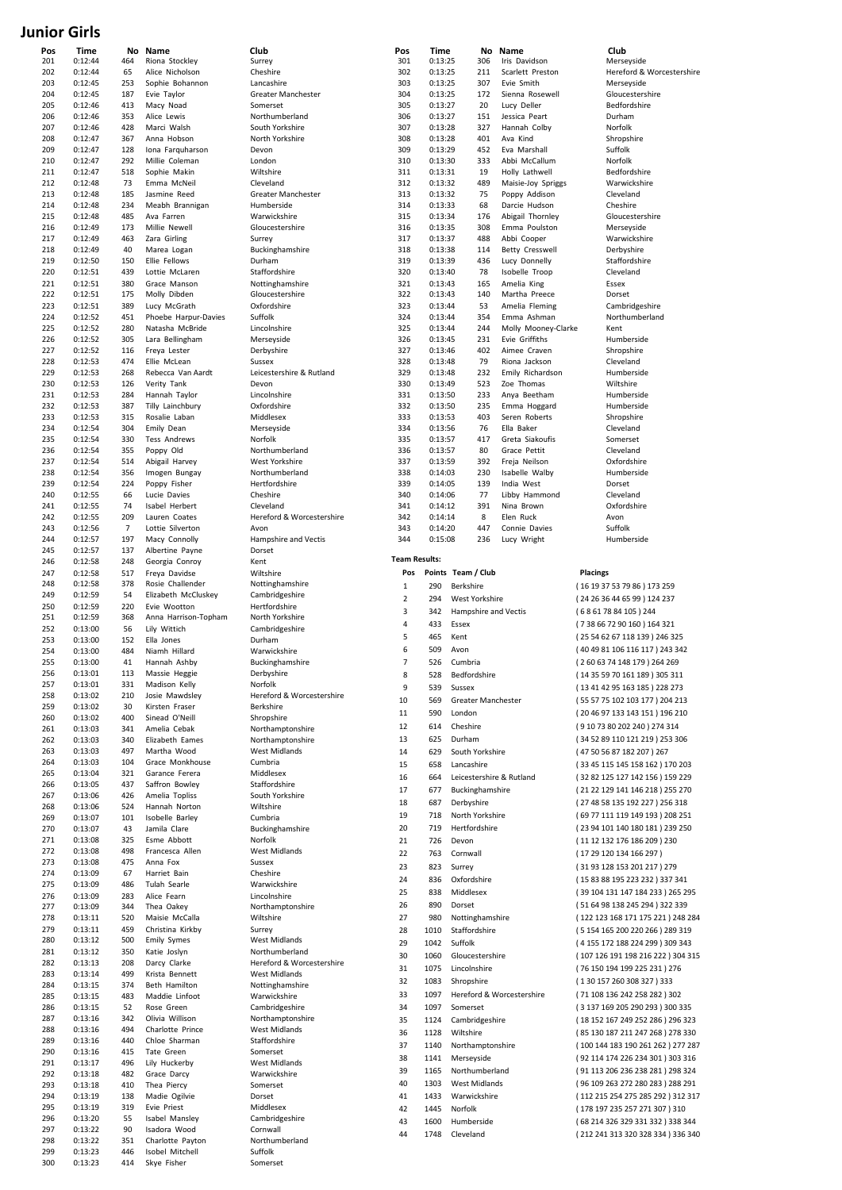# Junior Girls

| Pos | Time | No | Name | Club |
|---|---|---|---|---|
| 201 | 0:12:44 | 464 | Riona Stockley | Surrey |
| 202 | 0:12:44 | 65 | Alice Nicholson | Cheshire |
| 203 | 0:12:45 | 253 | Sophie Bohannon | Lancashire |
| 204 | 0:12:45 | 187 | Evie Taylor | Greater Manchester |
| 205 | 0:12:46 | 413 | Macy Noad | Somerset |
| 206 | 0:12:46 | 353 | Alice Lewis | Northumberland |
| 207 | 0:12:46 | 428 | Marci Walsh | South Yorkshire |
| 208 | 0:12:47 | 367 | Anna Hobson | North Yorkshire |
| 209 | 0:12:47 | 128 | Iona Farquharson | Devon |
| 210 | 0:12:47 | 292 | Millie Coleman | London |
| 211 | 0:12:47 | 518 | Sophie Makin | Wiltshire |
| 212 | 0:12:48 | 73 | Emma McNeil | Cleveland |
| 213 | 0:12:48 | 185 | Jasmine Reed | Greater Manchester |
| 214 | 0:12:48 | 234 | Meabh Brannigan | Humberside |
| 215 | 0:12:48 | 485 | Ava Farren | Warwickshire |
| 216 | 0:12:49 | 173 | Millie Newell | Gloucestershire |
| 217 | 0:12:49 | 463 | Zara Girling | Surrey |
| 218 | 0:12:49 | 40 | Marea Logan | Buckinghamshire |
| 219 | 0:12:50 | 150 | Ellie Fellows | Durham |
| 220 | 0:12:51 | 439 | Lottie McLaren | Staffordshire |
| 221 | 0:12:51 | 380 | Grace Manson | Nottinghamshire |
| 222 | 0:12:51 | 175 | Molly Dibden | Gloucestershire |
| 223 | 0:12:51 | 389 | Lucy McGrath | Oxfordshire |
| 224 | 0:12:52 | 451 | Phoebe Harpur-Davies | Suffolk |
| 225 | 0:12:52 | 280 | Natasha McBride | Lincolnshire |
| 226 | 0:12:52 | 305 | Lara Bellingham | Merseyside |
| 227 | 0:12:52 | 116 | Freya Lester | Derbyshire |
| 228 | 0:12:53 | 474 | Ellie McLean | Sussex |
| 229 | 0:12:53 | 268 | Rebecca Van Aardt | Leicestershire & Rutland |
| 230 | 0:12:53 | 126 | Verity Tank | Devon |
| 231 | 0:12:53 | 284 | Hannah Taylor | Lincolnshire |
| 232 | 0:12:53 | 387 | Tilly Lainchbury | Oxfordshire |
| 233 | 0:12:53 | 315 | Rosalie Laban | Middlesex |
| 234 | 0:12:54 | 304 | Emily Dean | Merseyside |
| 235 | 0:12:54 | 330 | Tess Andrews | Norfolk |
| 236 | 0:12:54 | 355 | Poppy Old | Northumberland |
| 237 | 0:12:54 | 514 | Abigail Harvey | West Yorkshire |
| 238 | 0:12:54 | 356 | Imogen Bungay | Northumberland |
| 239 | 0:12:54 | 224 | Poppy Fisher | Hertfordshire |
| 240 | 0:12:55 | 66 | Lucie Davies | Cheshire |
| 241 | 0:12:55 | 74 | Isabel Herbert | Cleveland |
| 242 | 0:12:55 | 209 | Lauren Coates | Hereford & Worcestershire |
| 243 | 0:12:56 | 7 | Lottie Silverton | Avon |
| 244 | 0:12:57 | 197 | Macy Connolly | Hampshire and Vectis |
| 245 | 0:12:57 | 137 | Albertine Payne | Dorset |
| 246 | 0:12:58 | 248 | Georgia Conroy | Kent |
| 247 | 0:12:58 | 517 | Freya Davidse | Wiltshire |
| 248 | 0:12:58 | 378 | Rosie Challender | Nottinghamshire |
| 249 | 0:12:59 | 54 | Elizabeth McCluskey | Cambridgeshire |
| 250 | 0:12:59 | 220 | Evie Wootton | Hertfordshire |
| 251 | 0:12:59 | 368 | Anna Harrison-Topham | North Yorkshire |
| 252 | 0:13:00 | 56 | Lily Wittich | Cambridgeshire |
| 253 | 0:13:00 | 152 | Ella Jones | Durham |
| 254 | 0:13:00 | 484 | Niamh Hillard | Warwickshire |
| 255 | 0:13:00 | 41 | Hannah Ashby | Buckinghamshire |
| 256 | 0:13:01 | 113 | Massie Heggie | Derbyshire |
| 257 | 0:13:01 | 331 | Madison Kelly | Norfolk |
| 258 | 0:13:02 | 210 | Josie Mawdsley | Hereford & Worcestershire |
| 259 | 0:13:02 | 30 | Kirsten Fraser | Berkshire |
| 260 | 0:13:02 | 400 | Sinead O'Neill | Shropshire |
| 261 | 0:13:03 | 341 | Amelia Cebak | Northamptonshire |
| 262 | 0:13:03 | 340 | Elizabeth Eames | Northamptonshire |
| 263 | 0:13:03 | 497 | Martha Wood | West Midlands |
| 264 | 0:13:03 | 104 | Grace Monkhouse | Cumbria |
| 265 | 0:13:04 | 321 | Garance Ferera | Middlesex |
| 266 | 0:13:05 | 437 | Saffron Bowley | Staffordshire |
| 267 | 0:13:06 | 426 | Amelia Topliss | South Yorkshire |
| 268 | 0:13:06 | 524 | Hannah Norton | Wiltshire |
| 269 | 0:13:07 | 101 | Isobelle Barley | Cumbria |
| 270 | 0:13:07 | 43 | Jamila Clare | Buckinghamshire |
| 271 | 0:13:08 | 325 | Esme Abbott | Norfolk |
| 272 | 0:13:08 | 498 | Francesca Allen | West Midlands |
| 273 | 0:13:08 | 475 | Anna Fox | Sussex |
| 274 | 0:13:09 | 67 | Harriet Bain | Cheshire |
| 275 | 0:13:09 | 486 | Tulah Searle | Warwickshire |
| 276 | 0:13:09 | 283 | Alice Fearn | Lincolnshire |
| 277 | 0:13:09 | 344 | Thea Oakey | Northamptonshire |
| 278 | 0:13:11 | 520 | Maisie McCalla | Wiltshire |
| 279 | 0:13:11 | 459 | Christina Kirkby | Surrey |
| 280 | 0:13:12 | 500 | Emily Symes | West Midlands |
| 281 | 0:13:12 | 350 | Katie Joslyn | Northumberland |
| 282 | 0:13:13 | 208 | Darcy Clarke | Hereford & Worcestershire |
| 283 | 0:13:14 | 499 | Krista Bennett | West Midlands |
| 284 | 0:13:15 | 374 | Beth Hamilton | Nottinghamshire |
| 285 | 0:13:15 | 483 | Maddie Linfoot | Warwickshire |
| 286 | 0:13:15 | 52 | Rose Green | Cambridgeshire |
| 287 | 0:13:16 | 342 | Olivia Willison | Northamptonshire |
| 288 | 0:13:16 | 494 | Charlotte Prince | West Midlands |
| 289 | 0:13:16 | 440 | Chloe Sharman | Staffordshire |
| 290 | 0:13:16 | 415 | Tate Green | Somerset |
| 291 | 0:13:17 | 496 | Lily Huckerby | West Midlands |
| 292 | 0:13:18 | 482 | Grace Darcy | Warwickshire |
| 293 | 0:13:18 | 410 | Thea Piercy | Somerset |
| 294 | 0:13:19 | 138 | Madie Ogilvie | Dorset |
| 295 | 0:13:19 | 319 | Evie Priest | Middlesex |
| 296 | 0:13:20 | 55 | Isabel Mansley | Cambridgeshire |
| 297 | 0:13:22 | 90 | Isadora Wood | Cornwall |
| 298 | 0:13:22 | 351 | Charlotte Payton | Northumberland |
| 299 | 0:13:23 | 446 | Isobel Mitchell | Suffolk |
| 300 | 0:13:23 | 414 | Skye Fisher | Somerset |
| 301 | 0:13:25 | 306 | Iris Davidson | Merseyside |
| 302 | 0:13:25 | 211 | Scarlett Preston | Hereford & Worcestershire |
| 303 | 0:13:25 | 307 | Evie Smith | Merseyside |
| 304 | 0:13:25 | 172 | Sienna Rosewell | Gloucestershire |
| 305 | 0:13:27 | 20 | Lucy Deller | Bedfordshire |
| 306 | 0:13:27 | 151 | Jessica Peart | Durham |
| 307 | 0:13:28 | 327 | Hannah Colby | Norfolk |
| 308 | 0:13:28 | 401 | Ava Kind | Shropshire |
| 309 | 0:13:29 | 452 | Eva Marshall | Suffolk |
| 310 | 0:13:30 | 333 | Abbi McCallum | Norfolk |
| 311 | 0:13:31 | 19 | Holly Lathwell | Bedfordshire |
| 312 | 0:13:32 | 489 | Maisie-Joy Spriggs | Warwickshire |
| 313 | 0:13:32 | 75 | Poppy Addison | Cleveland |
| 314 | 0:13:33 | 68 | Darcie Hudson | Cheshire |
| 315 | 0:13:34 | 176 | Abigail Thornley | Gloucestershire |
| 316 | 0:13:35 | 308 | Emma Poulston | Merseyside |
| 317 | 0:13:37 | 488 | Abbi Cooper | Warwickshire |
| 318 | 0:13:38 | 114 | Betty Cresswell | Derbyshire |
| 319 | 0:13:39 | 436 | Lucy Donnelly | Staffordshire |
| 320 | 0:13:40 | 78 | Isobelle Troop | Cleveland |
| 321 | 0:13:43 | 165 | Amelia King | Essex |
| 322 | 0:13:43 | 140 | Martha Preece | Dorset |
| 323 | 0:13:44 | 53 | Amelia Fleming | Cambridgeshire |
| 324 | 0:13:44 | 354 | Emma Ashman | Northumberland |
| 325 | 0:13:44 | 244 | Molly Mooney-Clarke | Kent |
| 326 | 0:13:45 | 231 | Evie Griffiths | Humberside |
| 327 | 0:13:46 | 402 | Aimee Craven | Shropshire |
| 328 | 0:13:48 | 79 | Riona Jackson | Cleveland |
| 329 | 0:13:48 | 232 | Emily Richardson | Humberside |
| 330 | 0:13:49 | 523 | Zoe Thomas | Wiltshire |
| 331 | 0:13:50 | 233 | Anya Beetham | Humberside |
| 332 | 0:13:50 | 235 | Emma Hoggard | Humberside |
| 333 | 0:13:53 | 403 | Seren Roberts | Shropshire |
| 334 | 0:13:56 | 76 | Ella Baker | Cleveland |
| 335 | 0:13:57 | 417 | Greta Siakoufis | Somerset |
| 336 | 0:13:57 | 80 | Grace Pettit | Cleveland |
| 337 | 0:13:59 | 392 | Freja Neilson | Oxfordshire |
| 338 | 0:14:03 | 230 | Isabelle Walby | Humberside |
| 339 | 0:14:05 | 139 | India West | Dorset |
| 340 | 0:14:06 | 77 | Libby Hammond | Cleveland |
| 341 | 0:14:12 | 391 | Nina Brown | Oxfordshire |
| 342 | 0:14:14 | 8 | Elen Ruck | Avon |
| 343 | 0:14:20 | 447 | Connie Davies | Suffolk |
| 344 | 0:15:08 | 236 | Lucy Wright | Humberside |

**Team Results:**

| Pos | Points | Team / Club | Placings |
|---|---|---|---|
| 1 | 290 | Berkshire | ( 16 19 37 53 79 86 ) 173 259 |
| 2 | 294 | West Yorkshire | ( 24 26 36 44 65 99 ) 124 237 |
| 3 | 342 | Hampshire and Vectis | ( 6 8 61 78 84 105 ) 244 |
| 4 | 433 | Essex | ( 7 38 66 72 90 160 ) 164 321 |
| 5 | 465 | Kent | ( 25 54 62 67 118 139 ) 246 325 |
| 6 | 509 | Avon | ( 40 49 81 106 116 117 ) 243 342 |
| 7 | 526 | Cumbria | ( 2 60 63 74 148 179 ) 264 269 |
| 8 | 528 | Bedfordshire | ( 14 35 59 70 161 189 ) 305 311 |
| 9 | 539 | Sussex | ( 13 41 42 95 163 185 ) 228 273 |
| 10 | 569 | Greater Manchester | ( 55 57 75 102 103 177 ) 204 213 |
| 11 | 590 | London | ( 20 46 97 133 143 151 ) 196 210 |
| 12 | 614 | Cheshire | ( 9 10 73 80 202 240 ) 274 314 |
| 13 | 625 | Durham | ( 34 52 89 110 121 219 ) 253 306 |
| 14 | 629 | South Yorkshire | ( 47 50 56 87 182 207 ) 267 |
| 15 | 658 | Lancashire | ( 33 45 115 145 158 162 ) 170 203 |
| 16 | 664 | Leicestershire & Rutland | ( 32 82 125 127 142 156 ) 159 229 |
| 17 | 677 | Buckinghamshire | ( 21 22 129 141 146 218 ) 255 270 |
| 18 | 687 | Derbyshire | ( 27 48 58 135 192 227 ) 256 318 |
| 19 | 718 | North Yorkshire | ( 69 77 111 119 149 193 ) 208 251 |
| 20 | 719 | Hertfordshire | ( 23 94 101 140 180 181 ) 239 250 |
| 21 | 726 | Devon | ( 11 12 132 176 186 209 ) 230 |
| 22 | 763 | Cornwall | ( 17 29 120 134 166 297 ) |
| 23 | 823 | Surrey | ( 31 93 128 153 201 217 ) 279 |
| 24 | 836 | Oxfordshire | ( 15 83 88 195 223 232 ) 337 341 |
| 25 | 838 | Middlesex | ( 39 104 131 147 184 233 ) 265 295 |
| 26 | 890 | Dorset | ( 51 64 98 138 245 294 ) 322 339 |
| 27 | 980 | Nottinghamshire | ( 122 123 168 171 175 221 ) 248 284 |
| 28 | 1010 | Staffordshire | ( 5 154 165 200 220 266 ) 289 319 |
| 29 | 1042 | Suffolk | ( 4 155 172 188 224 299 ) 309 343 |
| 30 | 1060 | Gloucestershire | ( 107 126 191 198 216 222 ) 304 315 |
| 31 | 1075 | Lincolnshire | ( 76 150 194 199 225 231 ) 276 |
| 32 | 1083 | Shropshire | ( 1 30 157 260 308 327 ) 333 |
| 33 | 1097 | Hereford & Worcestershire | ( 71 108 136 242 258 282 ) 302 |
| 34 | 1097 | Somerset | ( 3 137 169 205 290 293 ) 300 335 |
| 35 | 1124 | Cambridgeshire | ( 18 152 167 249 252 286 ) 296 323 |
| 36 | 1128 | Wiltshire | ( 85 130 187 211 247 268 ) 278 330 |
| 37 | 1140 | Northamptonshire | ( 100 144 183 190 261 262 ) 277 287 |
| 38 | 1141 | Merseyside | ( 92 114 174 226 234 301 ) 303 316 |
| 39 | 1165 | Northumberland | ( 91 113 206 236 238 281 ) 298 324 |
| 40 | 1303 | West Midlands | ( 96 109 263 272 280 283 ) 288 291 |
| 41 | 1433 | Warwickshire | ( 112 215 254 275 285 292 ) 312 317 |
| 42 | 1445 | Norfolk | ( 178 197 235 257 271 307 ) 310 |
| 43 | 1600 | Humberside | ( 68 214 326 329 331 332 ) 338 344 |
| 44 | 1748 | Cleveland | ( 212 241 313 320 328 334 ) 336 340 |